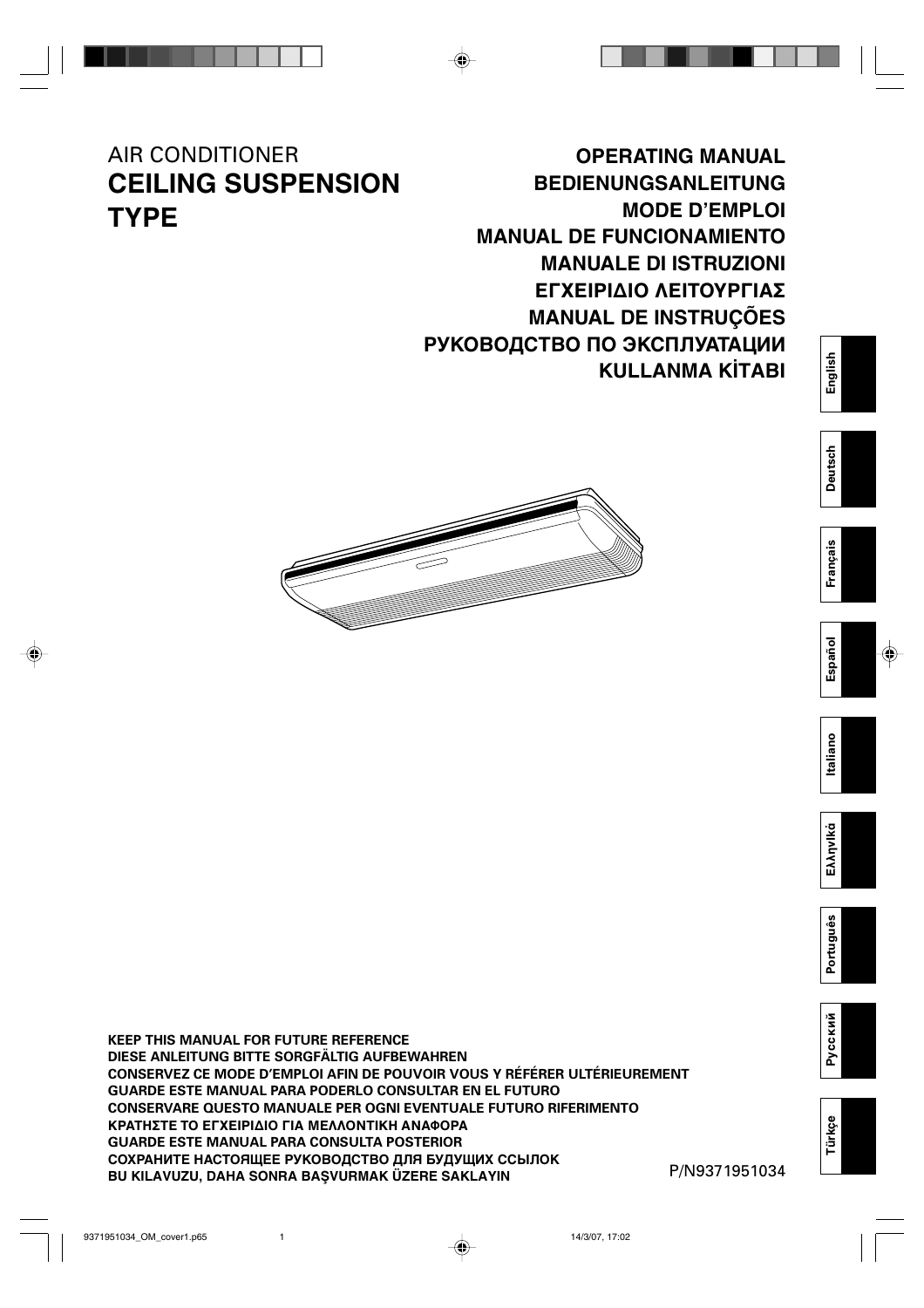AIR CONDITIONER

# CEILING SUSPENSION TYPE

**OPERATING MANUAL**
**BEDIENUNGSANLEITUNG**
**MODE D'EMPLOI**
**MANUAL DE FUNCIONAMIENTO**
**MANUALE DI ISTRUZIONI**
**ΕΓΧΕΙΡΙΔΙΟ ΛΕΙΤΟΥΡΓΙΑΣ**
**MANUAL DE INSTRUÇÕES**
**РУКОВОДСТВО ПО ЭКСПЛУАТАЦИИ**
**KULLANMA KİTABI**

English | Deutsch | Français | Español | Italiano | Ελληνικά | Português | Русский | Türkçe

**KEEP THIS MANUAL FOR FUTURE REFERENCE**
**DIESE ANLEITUNG BITTE SORGFÄLTIG AUFBEWAHREN**
**CONSERVEZ CE MODE D'EMPLOI AFIN DE POUVOIR VOUS Y RÉFÉRER ULTÉRIEUREMENT**
**GUARDE ESTE MANUAL PARA PODERLO CONSULTAR EN EL FUTURO**
**CONSERVARE QUESTO MANUALE PER OGNI EVENTUALE FUTURO RIFERIMENTO**
**ΚΡΑΤΗΣΤΕ ΤΟ ΕΓΧΕΙΡΙΔΙΟ ΓΙΑ ΜΕΛΛΟΝΤΙΚΗ ΑΝΑΦΟΡΑ**
**GUARDE ESTE MANUAL PARA CONSULTA POSTERIOR**
**СОХРАНИТЕ НАСТОЯЩЕЕ РУКОВОДСТВО ДЛЯ БУДУЩИХ ССЫЛОК**
**BU KILAVUZU, DAHA SONRA BAŞVURMAK ÜZERE SAKLAYIN**

P/N9371951034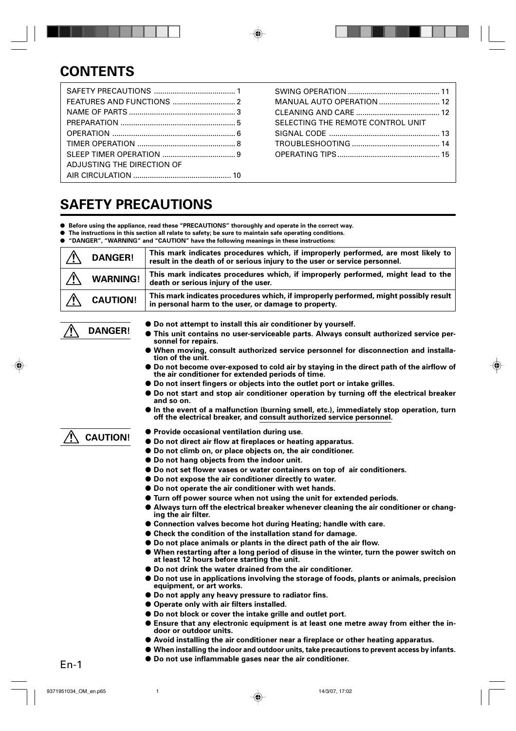# CONTENTS

| | |
|---|---|
| SAFETY PRECAUTIONS ....................................... 1 | SWING OPERATION ............................................ 11 |
| FEATURES AND FUNCTIONS .............................. 2 | MANUAL AUTO OPERATION ............................. 12 |
| NAME OF PARTS ................................................... 3 | CLEANING AND CARE ........................................ 12 |
| PREPARATION ....................................................... 5 | SELECTING THE REMOTE CONTROL UNIT SIGNAL CODE ..................................................... 13 |
| OPERATION ........................................................... 6 | TROUBLESHOOTING .......................................... 14 |
| TIMER OPERATION ............................................... 8 | OPERATING TIPS ................................................. 15 |
| SLEEP TIMER OPERATION ................................... 9 | |
| ADJUSTING THE DIRECTION OF AIR CIRCULATION ............................................... 10 | |

# SAFETY PRECAUTIONS

- **Before using the appliance, read these "PRECAUTIONS" thoroughly and operate in the correct way.**
- **The instructions in this section all relate to safety; be sure to maintain safe operating conditions.**
- **"DANGER", "WARNING" and "CAUTION" have the following meanings in these instructions:**

| | |
|---|---|
| ⚠ **DANGER!** | **This mark indicates procedures which, if improperly performed, are most likely to result in the death of or serious injury to the user or service personnel.** |
| ⚠ **WARNING!** | **This mark indicates procedures which, if improperly performed, might lead to the death or serious injury of the user.** |
| ⚠ **CAUTION!** | **This mark indicates procedures which, if improperly performed, might possibly result in personal harm to the user, or damage to property.** |

## ⚠ DANGER!

- **Do not attempt to install this air conditioner by yourself.**
- **This unit contains no user-serviceable parts. Always consult authorized service personnel for repairs.**
- **When moving, consult authorized service personnel for disconnection and installation of the unit.**
- **Do not become over-exposed to cold air by staying in the direct path of the airflow of the air conditioner for extended periods of time.**
- **Do not insert fingers or objects into the outlet port or intake grilles.**
- **Do not start and stop air conditioner operation by turning off the electrical breaker and so on.**
- **In the event of a malfunction (burning smell, etc.), immediately stop operation, turn off the electrical breaker, and consult authorized service personnel.**

## ⚠ CAUTION!

- **Provide occasional ventilation during use.**
- **Do not direct air flow at fireplaces or heating apparatus.**
- **Do not climb on, or place objects on, the air conditioner.**
- **Do not hang objects from the indoor unit.**
- **Do not set flower vases or water containers on top of air conditioners.**
- **Do not expose the air conditioner directly to water.**
- **Do not operate the air conditioner with wet hands.**
- **Turn off power source when not using the unit for extended periods.**
- **Always turn off the electrical breaker whenever cleaning the air conditioner or changing the air filter.**
- **Connection valves become hot during Heating; handle with care.**
- **Check the condition of the installation stand for damage.**
- **Do not place animals or plants in the direct path of the air flow.**
- **When restarting after a long period of disuse in the winter, turn the power switch on at least 12 hours before starting the unit.**
- **Do not drink the water drained from the air conditioner.**
- **Do not use in applications involving the storage of foods, plants or animals, precision equipment, or art works.**
- **Do not apply any heavy pressure to radiator fins.**
- **Operate only with air filters installed.**
- **Do not block or cover the intake grille and outlet port.**
- **Ensure that any electronic equipment is at least one metre away from either the indoor or outdoor units.**
- **Avoid installing the air conditioner near a fireplace or other heating apparatus.**
- **When installing the indoor and outdoor units, take precautions to prevent access by infants.**
- **Do not use inflammable gases near the air conditioner.**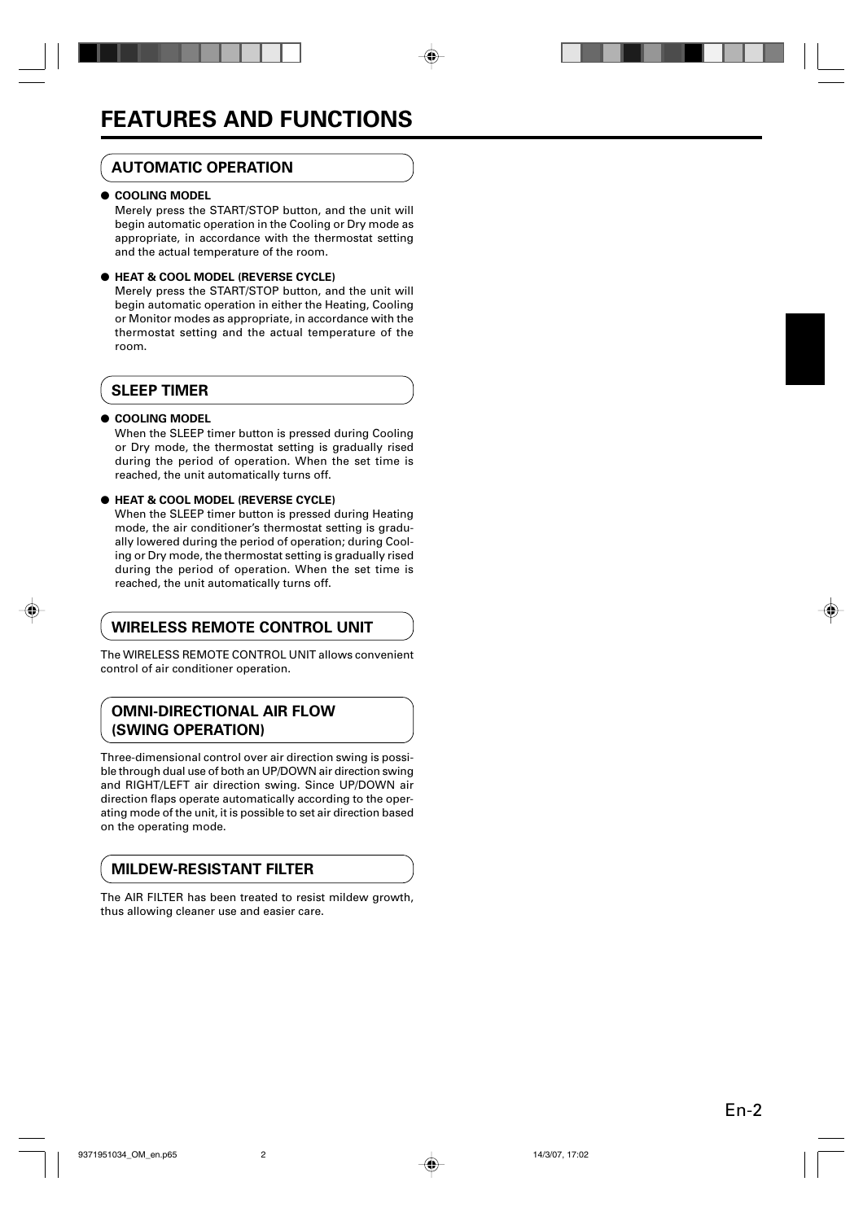# FEATURES AND FUNCTIONS

## AUTOMATIC OPERATION

- **COOLING MODEL**
  Merely press the START/STOP button, and the unit will begin automatic operation in the Cooling or Dry mode as appropriate, in accordance with the thermostat setting and the actual temperature of the room.

- **HEAT & COOL MODEL (REVERSE CYCLE)**
  Merely press the START/STOP button, and the unit will begin automatic operation in either the Heating, Cooling or Monitor modes as appropriate, in accordance with the thermostat setting and the actual temperature of the room.

## SLEEP TIMER

- **COOLING MODEL**
  When the SLEEP timer button is pressed during Cooling or Dry mode, the thermostat setting is gradually rised during the period of operation. When the set time is reached, the unit automatically turns off.

- **HEAT & COOL MODEL (REVERSE CYCLE)**
  When the SLEEP timer button is pressed during Heating mode, the air conditioner's thermostat setting is gradually lowered during the period of operation; during Cooling or Dry mode, the thermostat setting is gradually rised during the period of operation. When the set time is reached, the unit automatically turns off.

## WIRELESS REMOTE CONTROL UNIT

The WIRELESS REMOTE CONTROL UNIT allows convenient control of air conditioner operation.

## OMNI-DIRECTIONAL AIR FLOW (SWING OPERATION)

Three-dimensional control over air direction swing is possible through dual use of both an UP/DOWN air direction swing and RIGHT/LEFT air direction swing. Since UP/DOWN air direction flaps operate automatically according to the operating mode of the unit, it is possible to set air direction based on the operating mode.

## MILDEW-RESISTANT FILTER

The AIR FILTER has been treated to resist mildew growth, thus allowing cleaner use and easier care.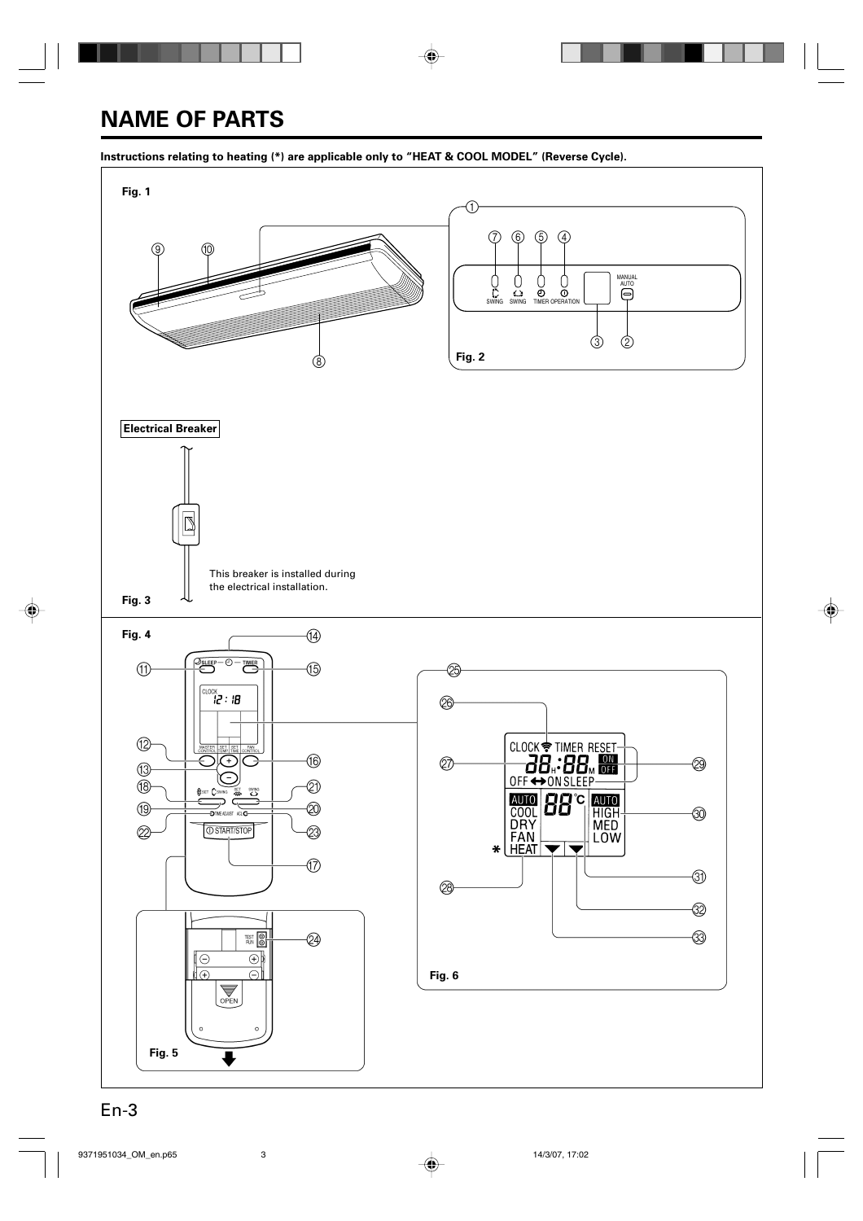# NAME OF PARTS

**Instructions relating to heating (*) are applicable only to "HEAT & COOL MODEL" (Reverse Cycle).**

Fig. 1

Fig. 2

SWING SWING TIMER OPERATION

MANUAL AUTO

**Electrical Breaker**

This breaker is installed during the electrical installation.

Fig. 3

Fig. 4

SLEEP TIMER

CLOCK

MASTER CONTROL SET TEMP. SET TIME FAN CONTROL

SET SWING SET SWING

TIME ADJUST ACL

START/STOP

Fig. 5

TEST RUN

OPEN

Fig. 6

CLOCK TIMER RESET

ON OFF

OFF ↔ ON SLEEP

AUTO COOL DRY FAN HEAT

°C

AUTO HIGH MED LOW

*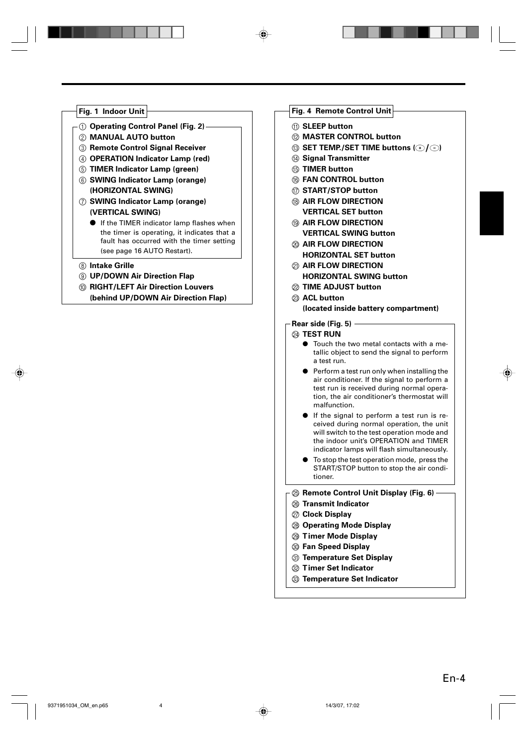## Fig. 1 Indoor Unit

① **Operating Control Panel (Fig. 2)**

② **MANUAL AUTO button**

③ **Remote Control Signal Receiver**

④ **OPERATION Indicator Lamp (red)**

⑤ **TIMER Indicator Lamp (green)**

⑥ **SWING Indicator Lamp (orange) (HORIZONTAL SWING)**

⑦ **SWING Indicator Lamp (orange) (VERTICAL SWING)**

- If the TIMER indicator lamp flashes when the timer is operating, it indicates that a fault has occurred with the timer setting (see page 16 AUTO Restart).

⑧ **Intake Grille**

⑨ **UP/DOWN Air Direction Flap**

⑩ **RIGHT/LEFT Air Direction Louvers (behind UP/DOWN Air Direction Flap)**

## Fig. 4 Remote Control Unit

⑪ **SLEEP button**

⑫ **MASTER CONTROL button**

⑬ **SET TEMP./SET TIME buttons (+/-)**

⑭ **Signal Transmitter**

⑮ **TIMER button**

⑯ **FAN CONTROL button**

⑰ **START/STOP button**

⑱ **AIR FLOW DIRECTION VERTICAL SET button**

⑲ **AIR FLOW DIRECTION VERTICAL SWING button**

⑳ **AIR FLOW DIRECTION HORIZONTAL SET button**

㉑ **AIR FLOW DIRECTION HORIZONTAL SWING button**

㉒ **TIME ADJUST button**

㉓ **ACL button (located inside battery compartment)**

### Rear side (Fig. 5)

㉔ **TEST RUN**

- Touch the two metal contacts with a metallic object to send the signal to perform a test run.
- Perform a test run only when installing the air conditioner. If the signal to perform a test run is received during normal operation, the air conditioner's thermostat will malfunction.
- If the signal to perform a test run is received during normal operation, the unit will switch to the test operation mode and the indoor unit's OPERATION and TIMER indicator lamps will flash simultaneously.
- To stop the test operation mode, press the START/STOP button to stop the air conditioner.

㉕ **Remote Control Unit Display (Fig. 6)**

㉖ **Transmit Indicator**

㉗ **Clock Display**

㉘ **Operating Mode Display**

㉙ **Timer Mode Display**

㉚ **Fan Speed Display**

㉛ **Temperature Set Display**

㉜ **Timer Set Indicator**

㉝ **Temperature Set Indicator**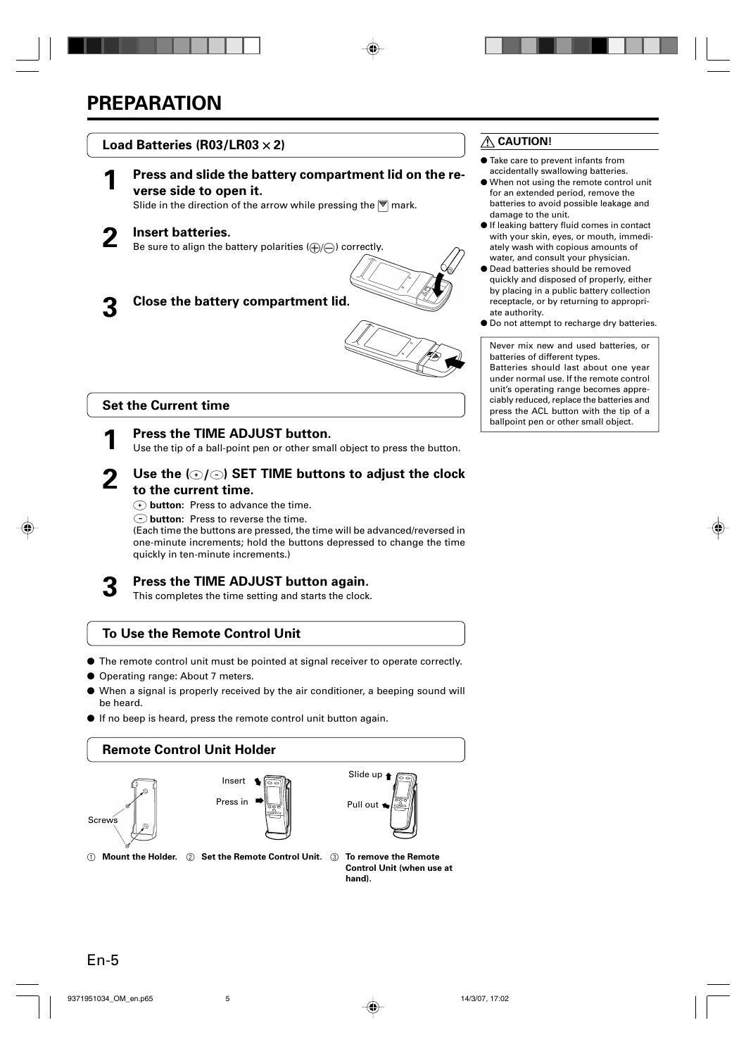# PREPARATION

## Load Batteries (R03/LR03 × 2)

**1 Press and slide the battery compartment lid on the reverse side to open it.**

Slide in the direction of the arrow while pressing the ▼ mark.

**2 Insert batteries.**

Be sure to align the battery polarities (⊕/⊖) correctly.

**3 Close the battery compartment lid.**

### ⚠ CAUTION!

- Take care to prevent infants from accidentally swallowing batteries.
- When not using the remote control unit for an extended period, remove the batteries to avoid possible leakage and damage to the unit.
- If leaking battery fluid comes in contact with your skin, eyes, or mouth, immediately wash with copious amounts of water, and consult your physician.
- Dead batteries should be removed quickly and disposed of properly, either by placing in a public battery collection receptacle, or by returning to appropriate authority.
- Do not attempt to recharge dry batteries.

Never mix new and used batteries, or batteries of different types.
Batteries should last about one year under normal use. If the remote control unit's operating range becomes appreciably reduced, replace the batteries and press the ACL button with the tip of a ballpoint pen or other small object.

## Set the Current time

**1 Press the TIME ADJUST button.**

Use the tip of a ball-point pen or other small object to press the button.

**2 Use the (+/−) SET TIME buttons to adjust the clock to the current time.**

**+ button:** Press to advance the time.
**− button:** Press to reverse the time.
(Each time the buttons are pressed, the time will be advanced/reversed in one-minute increments; hold the buttons depressed to change the time quickly in ten-minute increments.)

**3 Press the TIME ADJUST button again.**

This completes the time setting and starts the clock.

## To Use the Remote Control Unit

- The remote control unit must be pointed at signal receiver to operate correctly.
- Operating range: About 7 meters.
- When a signal is properly received by the air conditioner, a beeping sound will be heard.
- If no beep is heard, press the remote control unit button again.

## Remote Control Unit Holder

Screws — Insert — Press in — Slide up — Pull out

① **Mount the Holder.** ② **Set the Remote Control Unit.** ③ **To remove the Remote Control Unit (when use at hand).**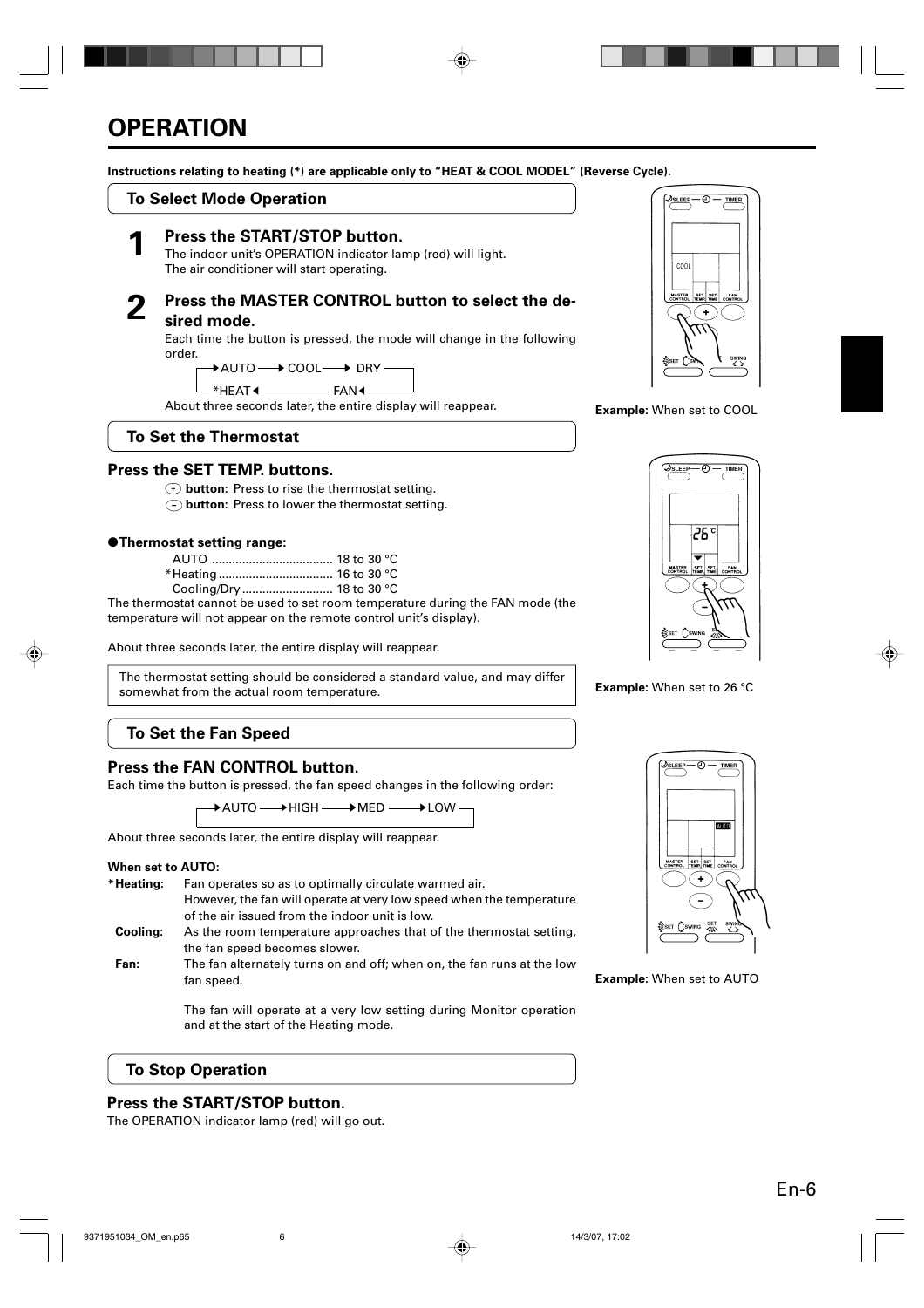# OPERATION

**Instructions relating to heating (*) are applicable only to "HEAT & COOL MODEL" (Reverse Cycle).**

## To Select Mode Operation

### 1 Press the START/STOP button.

The indoor unit's OPERATION indicator lamp (red) will light.
The air conditioner will start operating.

### 2 Press the MASTER CONTROL button to select the desired mode.

Each time the button is pressed, the mode will change in the following order.

AUTO → COOL → DRY → FAN → *HEAT → (back to AUTO)

About three seconds later, the entire display will reappear.

**Example:** When set to COOL

## To Set the Thermostat

### Press the SET TEMP. buttons.

(+) **button:** Press to rise the thermostat setting.
(−) **button:** Press to lower the thermostat setting.

●**Thermostat setting range:**

AUTO .................................... 18 to 30 °C
*Heating .................................. 16 to 30 °C
Cooling/Dry ............................ 18 to 30 °C

The thermostat cannot be used to set room temperature during the FAN mode (the temperature will not appear on the remote control unit's display).

About three seconds later, the entire display will reappear.

The thermostat setting should be considered a standard value, and may differ somewhat from the actual room temperature.

**Example:** When set to 26 °C

## To Set the Fan Speed

### Press the FAN CONTROL button.

Each time the button is pressed, the fan speed changes in the following order:

AUTO → HIGH → MED → LOW → (back to AUTO)

About three seconds later, the entire display will reappear.

**When set to AUTO:**

**\*Heating:** Fan operates so as to optimally circulate warmed air.
However, the fan will operate at very low speed when the temperature of the air issued from the indoor unit is low.

**Cooling:** As the room temperature approaches that of the thermostat setting, the fan speed becomes slower.

**Fan:** The fan alternately turns on and off; when on, the fan runs at the low fan speed.

The fan will operate at a very low setting during Monitor operation and at the start of the Heating mode.

**Example:** When set to AUTO

## To Stop Operation

### Press the START/STOP button.

The OPERATION indicator lamp (red) will go out.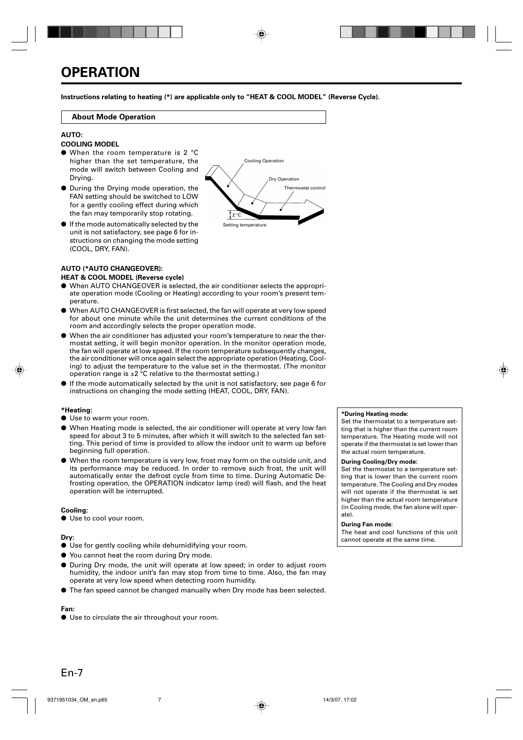# OPERATION

**Instructions relating to heating (*) are applicable only to "HEAT & COOL MODEL" (Reverse Cycle).**

## About Mode Operation

**AUTO:**

**COOLING MODEL**

- When the room temperature is 2 °C higher than the set temperature, the mode will switch between Cooling and Drying.
- During the Drying mode operation, the FAN setting should be switched to LOW for a gently cooling effect during which the fan may temporarily stop rotating.
- If the mode automatically selected by the unit is not satisfactory, see page 6 for instructions on changing the mode setting (COOL, DRY, FAN).

Cooling Operation

Dry Operation

Thermostat control

2 °C

Setting temperature

**AUTO (*AUTO CHANGEOVER):**

**HEAT & COOL MODEL (Reverse cycle)**

- When AUTO CHANGEOVER is selected, the air conditioner selects the appropriate operation mode (Cooling or Heating) according to your room's present temperature.
- When AUTO CHANGEOVER is first selected, the fan will operate at very low speed for about one minute while the unit determines the current conditions of the room and accordingly selects the proper operation mode.
- When the air conditioner has adjusted your room's temperature to near the thermostat setting, it will begin monitor operation. In the monitor operation mode, the fan will operate at low speed. If the room temperature subsequently changes, the air conditioner will once again select the appropriate operation (Heating, Cooling) to adjust the temperature to the value set in the thermostat. (The monitor operation range is ±2 °C relative to the thermostat setting.)
- If the mode automatically selected by the unit is not satisfactory, see page 6 for instructions on changing the mode setting (HEAT, COOL, DRY, FAN).

**\*Heating:**

- Use to warm your room.
- When Heating mode is selected, the air conditioner will operate at very low fan speed for about 3 to 5 minutes, after which it will switch to the selected fan setting. This period of time is provided to allow the indoor unit to warm up before beginning full operation.
- When the room temperature is very low, frost may form on the outside unit, and its performance may be reduced. In order to remove such frost, the unit will automatically enter the defrost cycle from time to time. During Automatic Defrosting operation, the OPERATION indicator lamp (red) will flash, and the heat operation will be interrupted.

**Cooling:**

- Use to cool your room.

**Dry:**

- Use for gently cooling while dehumidifying your room.
- You cannot heat the room during Dry mode.
- During Dry mode, the unit will operate at low speed; in order to adjust room humidity, the indoor unit's fan may stop from time to time. Also, the fan may operate at very low speed when detecting room humidity.
- The fan speed cannot be changed manually when Dry mode has been selected.

**Fan:**

- Use to circulate the air throughout your room.

**\*During Heating mode:**
Set the thermostat to a temperature setting that is higher than the current room temperature. The Heating mode will not operate if the thermostat is set lower than the actual room temperature.

**During Cooling/Dry mode:**
Set the thermostat to a temperature setting that is lower than the current room temperature. The Cooling and Dry modes will not operate if the thermostat is set higher than the actual room temperature (in Cooling mode, the fan alone will operate).

**During Fan mode:**
The heat and cool functions of this unit cannot operate at the same time.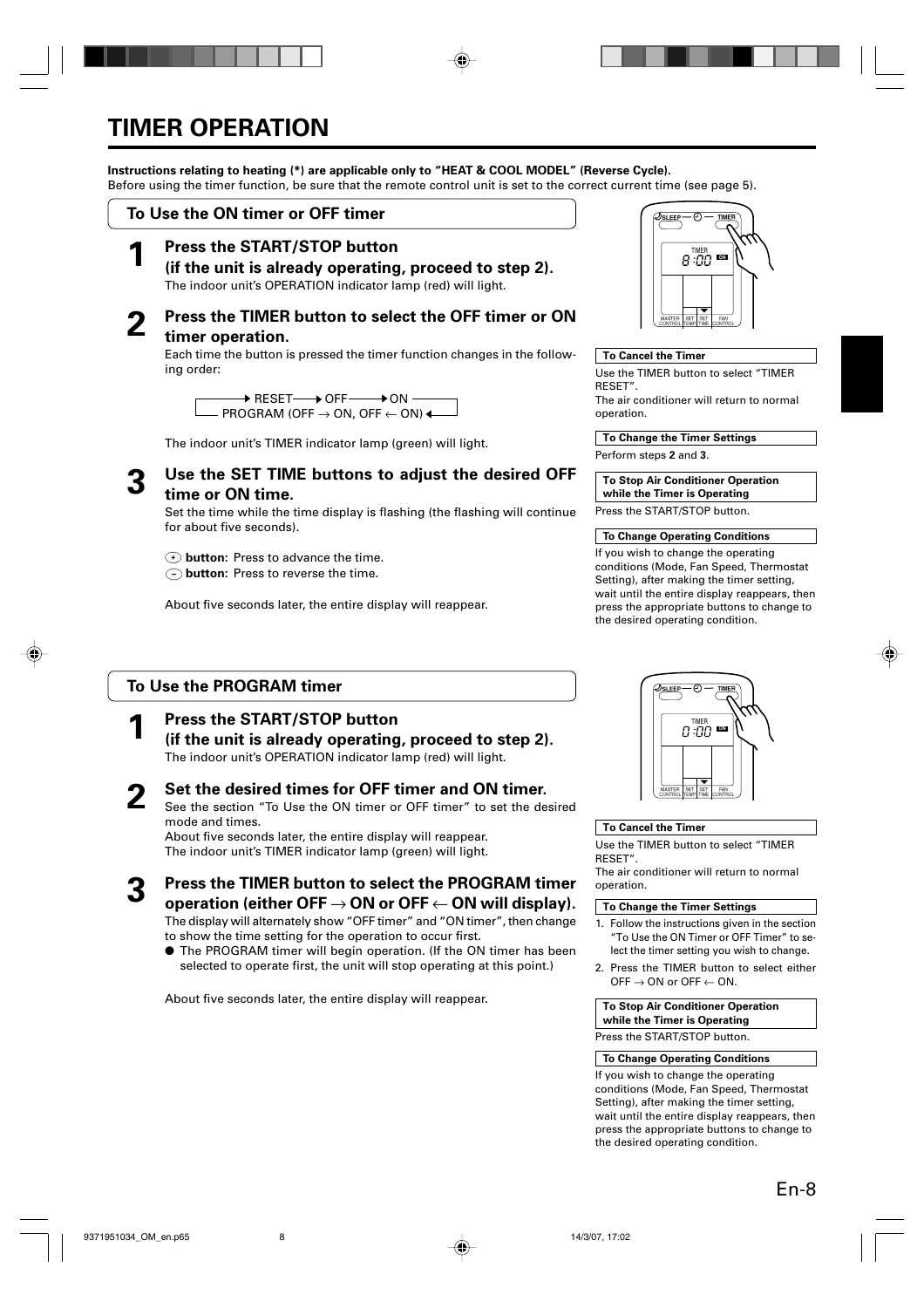# TIMER OPERATION

**Instructions relating to heating (*) are applicable only to "HEAT & COOL MODEL" (Reverse Cycle).**
Before using the timer function, be sure that the remote control unit is set to the correct current time (see page 5).

## To Use the ON timer or OFF timer

**1 Press the START/STOP button (if the unit is already operating, proceed to step 2).**
The indoor unit's OPERATION indicator lamp (red) will light.

**2 Press the TIMER button to select the OFF timer or ON timer operation.**
Each time the button is pressed the timer function changes in the following order:

→ RESET → OFF → ON → PROGRAM (OFF → ON, OFF ← ON) →

The indoor unit's TIMER indicator lamp (green) will light.

**3 Use the SET TIME buttons to adjust the desired OFF time or ON time.**
Set the time while the time display is flashing (the flashing will continue for about five seconds).

(+) **button:** Press to advance the time.
(−) **button:** Press to reverse the time.

About five seconds later, the entire display will reappear.

**To Cancel the Timer**

Use the TIMER button to select "TIMER RESET".
The air conditioner will return to normal operation.

**To Change the Timer Settings**

Perform steps **2** and **3**.

**To Stop Air Conditioner Operation while the Timer is Operating**

Press the START/STOP button.

**To Change Operating Conditions**

If you wish to change the operating conditions (Mode, Fan Speed, Thermostat Setting), after making the timer setting, wait until the entire display reappears, then press the appropriate buttons to change to the desired operating condition.

## To Use the PROGRAM timer

**1 Press the START/STOP button (if the unit is already operating, proceed to step 2).**
The indoor unit's OPERATION indicator lamp (red) will light.

**2 Set the desired times for OFF timer and ON timer.**
See the section "To Use the ON timer or OFF timer" to set the desired mode and times.
About five seconds later, the entire display will reappear.
The indoor unit's TIMER indicator lamp (green) will light.

**3 Press the TIMER button to select the PROGRAM timer operation (either OFF → ON or OFF ← ON will display).**
The display will alternately show "OFF timer" and "ON timer", then change to show the time setting for the operation to occur first.

- The PROGRAM timer will begin operation. (If the ON timer has been selected to operate first, the unit will stop operating at this point.)

About five seconds later, the entire display will reappear.

**To Cancel the Timer**

Use the TIMER button to select "TIMER RESET".
The air conditioner will return to normal operation.

**To Change the Timer Settings**

1. Follow the instructions given in the section "To Use the ON Timer or OFF Timer" to select the timer setting you wish to change.
2. Press the TIMER button to select either OFF → ON or OFF ← ON.

**To Stop Air Conditioner Operation while the Timer is Operating**

Press the START/STOP button.

**To Change Operating Conditions**

If you wish to change the operating conditions (Mode, Fan Speed, Thermostat Setting), after making the timer setting, wait until the entire display reappears, then press the appropriate buttons to change to the desired operating condition.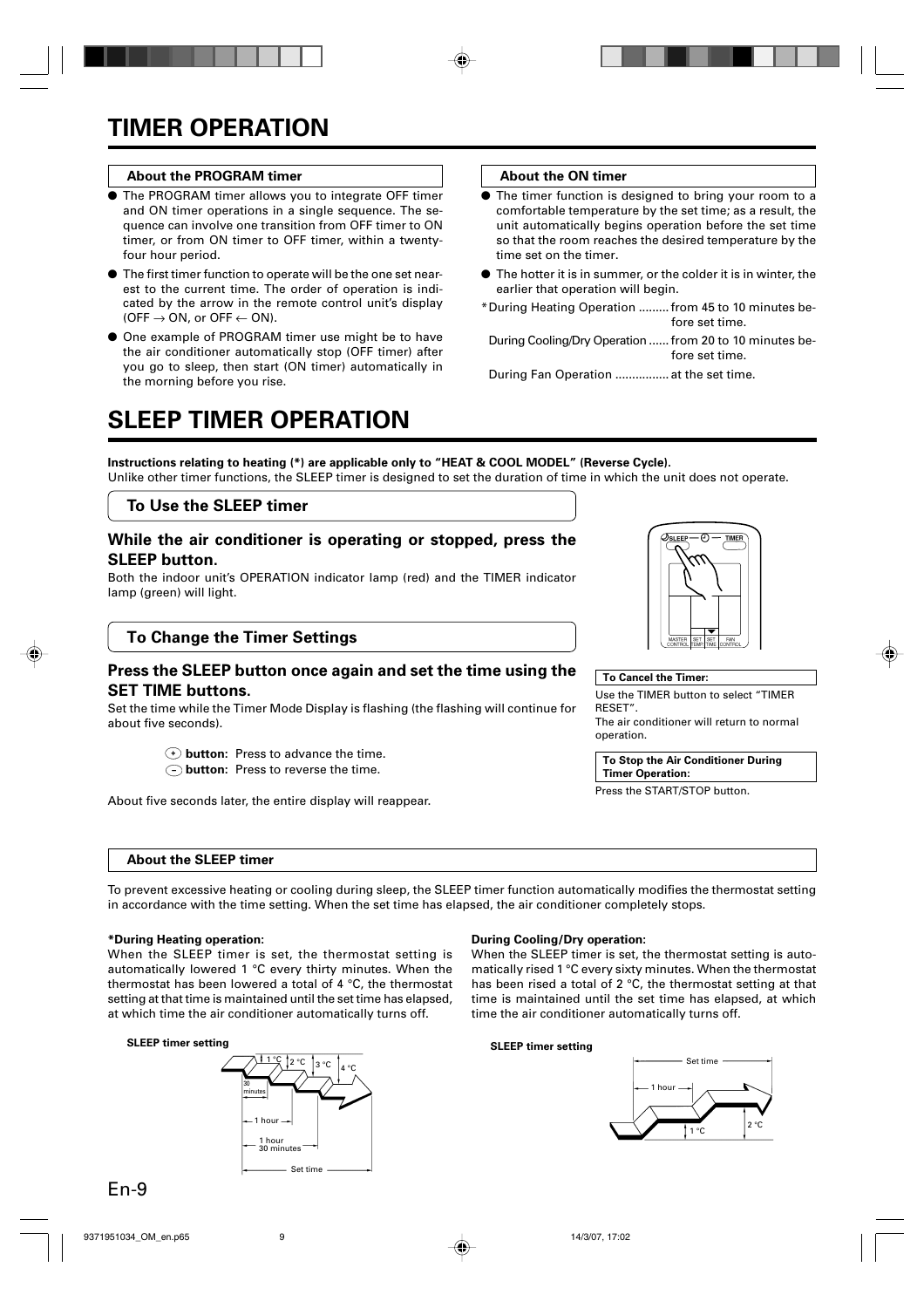# TIMER OPERATION

### About the PROGRAM timer

- The PROGRAM timer allows you to integrate OFF timer and ON timer operations in a single sequence. The sequence can involve one transition from OFF timer to ON timer, or from ON timer to OFF timer, within a twenty-four hour period.
- The first timer function to operate will be the one set nearest to the current time. The order of operation is indicated by the arrow in the remote control unit's display (OFF → ON, or OFF ← ON).
- One example of PROGRAM timer use might be to have the air conditioner automatically stop (OFF timer) after you go to sleep, then start (ON timer) automatically in the morning before you rise.

### About the ON timer

- The timer function is designed to bring your room to a comfortable temperature by the set time; as a result, the unit automatically begins operation before the set time so that the room reaches the desired temperature by the time set on the timer.
- The hotter it is in summer, or the colder it is in winter, the earlier that operation will begin.

*During Heating Operation ......... from 45 to 10 minutes before set time.

During Cooling/Dry Operation ...... from 20 to 10 minutes before set time.

During Fan Operation ................ at the set time.

# SLEEP TIMER OPERATION

**Instructions relating to heating (*) are applicable only to "HEAT & COOL MODEL" (Reverse Cycle).**

Unlike other timer functions, the SLEEP timer is designed to set the duration of time in which the unit does not operate.

## To Use the SLEEP timer

### While the air conditioner is operating or stopped, press the SLEEP button.

Both the indoor unit's OPERATION indicator lamp (red) and the TIMER indicator lamp (green) will light.

## To Change the Timer Settings

### Press the SLEEP button once again and set the time using the SET TIME buttons.

Set the time while the Timer Mode Display is flashing (the flashing will continue for about five seconds).

(+) **button:** Press to advance the time.
(–) **button:** Press to reverse the time.

About five seconds later, the entire display will reappear.

SLEEP TIMER MASTER CONTROL SET TEMP. SET TIME FAN CONTROL

**To Cancel the Timer:**

Use the TIMER button to select "TIMER RESET".
The air conditioner will return to normal operation.

**To Stop the Air Conditioner During Timer Operation:**

Press the START/STOP button.

### About the SLEEP timer

To prevent excessive heating or cooling during sleep, the SLEEP timer function automatically modifies the thermostat setting in accordance with the time setting. When the set time has elapsed, the air conditioner completely stops.

**\*During Heating operation:**

When the SLEEP timer is set, the thermostat setting is automatically lowered 1 °C every thirty minutes. When the thermostat has been lowered a total of 4 °C, the thermostat setting at that time is maintained until the set time has elapsed, at which time the air conditioner automatically turns off.

**SLEEP timer setting**

1 °C, 2 °C, 3 °C, 4 °C; 30 minutes; 1 hour; 1 hour 30 minutes; Set time

**During Cooling/Dry operation:**

When the SLEEP timer is set, the thermostat setting is automatically rised 1 °C every sixty minutes. When the thermostat has been rised a total of 2 °C, the thermostat setting at that time is maintained until the set time has elapsed, at which time the air conditioner automatically turns off.

**SLEEP timer setting**

Set time; 1 hour; 1 °C; 2 °C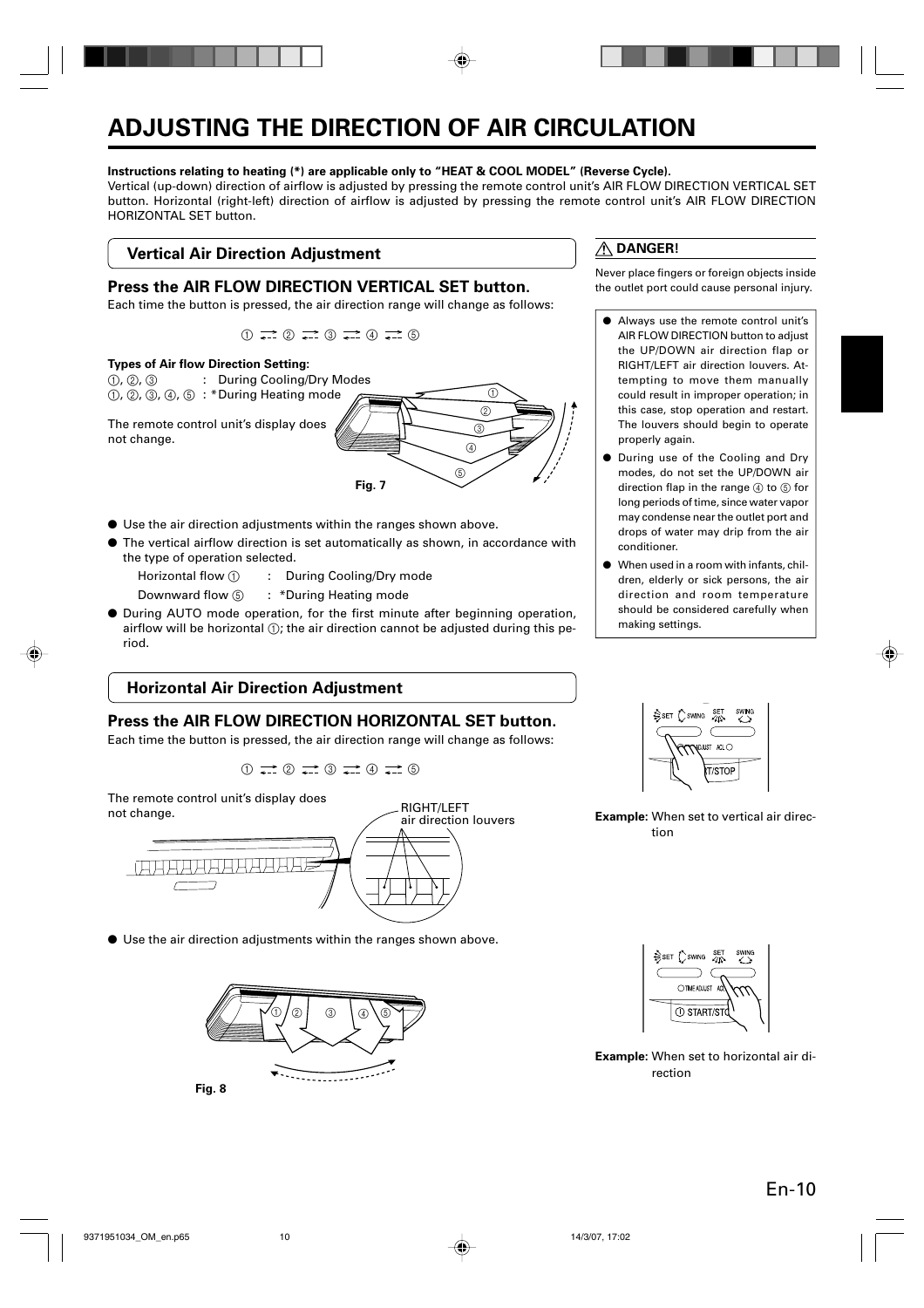# ADJUSTING THE DIRECTION OF AIR CIRCULATION

**Instructions relating to heating (*) are applicable only to "HEAT & COOL MODEL" (Reverse Cycle).**

Vertical (up-down) direction of airflow is adjusted by pressing the remote control unit's AIR FLOW DIRECTION VERTICAL SET button. Horizontal (right-left) direction of airflow is adjusted by pressing the remote control unit's AIR FLOW DIRECTION HORIZONTAL SET button.

## Vertical Air Direction Adjustment

### Press the AIR FLOW DIRECTION VERTICAL SET button.

Each time the button is pressed, the air direction range will change as follows:

① ⇄ ② ⇄ ③ ⇄ ④ ⇄ ⑤

**Types of Air flow Direction Setting:**

①, ②, ③ : During Cooling/Dry Modes
①, ②, ③, ④, ⑤ : *During Heating mode

The remote control unit's display does not change.

Fig. 7

- Use the air direction adjustments within the ranges shown above.
- The vertical airflow direction is set automatically as shown, in accordance with the type of operation selected.
  - Horizontal flow ① : During Cooling/Dry mode
  - Downward flow ⑤ : *During Heating mode
- During AUTO mode operation, for the first minute after beginning operation, airflow will be horizontal ①; the air direction cannot be adjusted during this period.

## Horizontal Air Direction Adjustment

### Press the AIR FLOW DIRECTION HORIZONTAL SET button.

Each time the button is pressed, the air direction range will change as follows:

① ⇄ ② ⇄ ③ ⇄ ④ ⇄ ⑤

The remote control unit's display does not change.

RIGHT/LEFT air direction louvers

- Use the air direction adjustments within the ranges shown above.

Fig. 8

### ⚠ DANGER!

Never place fingers or foreign objects inside the outlet port could cause personal injury.

- Always use the remote control unit's AIR FLOW DIRECTION button to adjust the UP/DOWN air direction flap or RIGHT/LEFT air direction louvers. Attempting to move them manually could result in improper operation; in this case, stop operation and restart. The louvers should begin to operate properly again.
- During use of the Cooling and Dry modes, do not set the UP/DOWN air direction flap in the range ④ to ⑤ for long periods of time, since water vapor may condense near the outlet port and drops of water may drip from the air conditioner.
- When used in a room with infants, children, elderly or sick persons, the air direction and room temperature should be considered carefully when making settings.

**Example:** When set to vertical air direction

**Example:** When set to horizontal air direction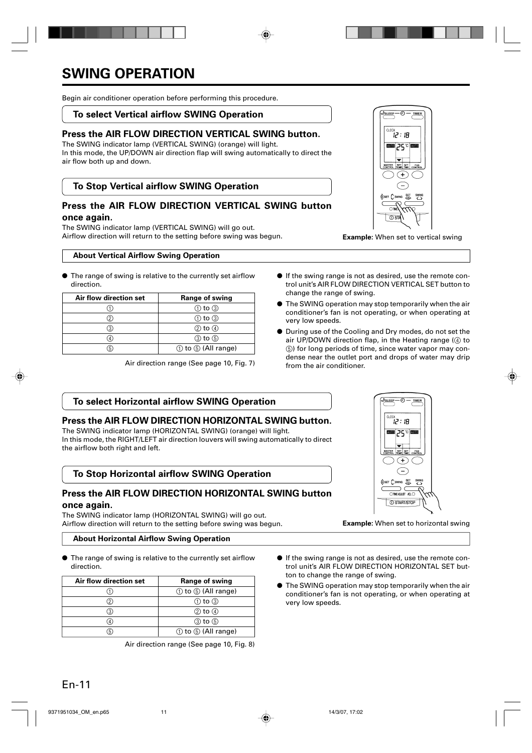# SWING OPERATION

Begin air conditioner operation before performing this procedure.

## To select Vertical airflow SWING Operation

### Press the AIR FLOW DIRECTION VERTICAL SWING button.

The SWING indicator lamp (VERTICAL SWING) (orange) will light.
In this mode, the UP/DOWN air direction flap will swing automatically to direct the air flow both up and down.

## To Stop Vertical airflow SWING Operation

### Press the AIR FLOW DIRECTION VERTICAL SWING button once again.

The SWING indicator lamp (VERTICAL SWING) will go out.
Airflow direction will return to the setting before swing was begun.

**Example:** When set to vertical swing

### About Vertical Airflow Swing Operation

- The range of swing is relative to the currently set airflow direction.

| Air flow direction set | Range of swing |
|---|---|
| ① | ① to ③ |
| ② | ① to ③ |
| ③ | ② to ④ |
| ④ | ③ to ⑤ |
| ⑤ | ① to ⑤ (All range) |

Air direction range (See page 10, Fig. 7)

- If the swing range is not as desired, use the remote control unit's AIR FLOW DIRECTION VERTICAL SET button to change the range of swing.
- The SWING operation may stop temporarily when the air conditioner's fan is not operating, or when operating at very low speeds.
- During use of the Cooling and Dry modes, do not set the air UP/DOWN direction flap, in the Heating range (④ to ⑤) for long periods of time, since water vapor may condense near the outlet port and drops of water may drip from the air conditioner.

## To select Horizontal airflow SWING Operation

### Press the AIR FLOW DIRECTION HORIZONTAL SWING button.

The SWING indicator lamp (HORIZONTAL SWING) (orange) will light.
In this mode, the RIGHT/LEFT air direction louvers will swing automatically to direct the airflow both right and left.

## To Stop Horizontal airflow SWING Operation

### Press the AIR FLOW DIRECTION HORIZONTAL SWING button once again.

The SWING indicator lamp (HORIZONTAL SWING) will go out.
Airflow direction will return to the setting before swing was begun.

**Example:** When set to horizontal swing

### About Horizontal Airflow Swing Operation

- The range of swing is relative to the currently set airflow direction.

| Air flow direction set | Range of swing |
|---|---|
| ① | ① to ⑤ (All range) |
| ② | ① to ③ |
| ③ | ② to ④ |
| ④ | ③ to ⑤ |
| ⑤ | ① to ⑤ (All range) |

Air direction range (See page 10, Fig. 8)

- If the swing range is not as desired, use the remote control unit's AIR FLOW DIRECTION HORIZONTAL SET button to change the range of swing.
- The SWING operation may stop temporarily when the air conditioner's fan is not operating, or when operating at very low speeds.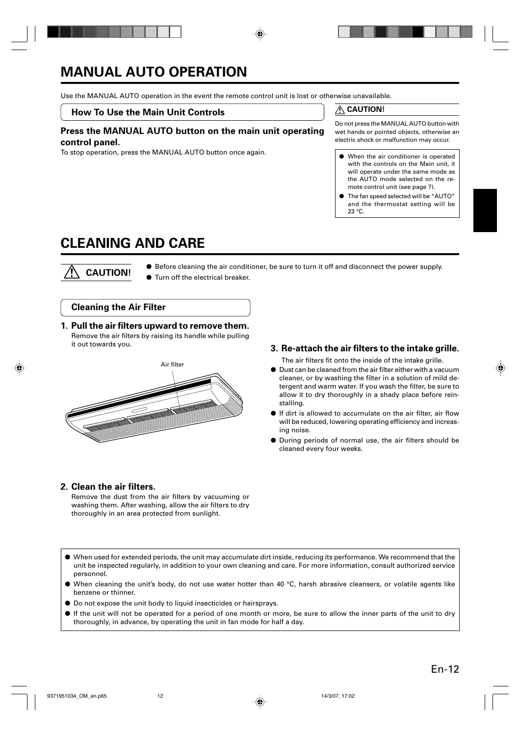# MANUAL AUTO OPERATION

Use the MANUAL AUTO operation in the event the remote control unit is lost or otherwise unavailable.

### How To Use the Main Unit Controls

**Press the MANUAL AUTO button on the main unit operating control panel.**

To stop operation, press the MANUAL AUTO button once again.

**⚠ CAUTION!**

Do not press the MANUAL AUTO button with wet hands or pointed objects, otherwise an electric shock or malfunction may occur.

- When the air conditioner is operated with the controls on the Main unit, it will operate under the same mode as the AUTO mode selected on the remote control unit (see page 7).
- The fan speed selected will be "AUTO" and the thermostat setting will be 23 °C.

# CLEANING AND CARE

**⚠ CAUTION!**

- Before cleaning the air conditioner, be sure to turn it off and disconnect the power supply.
- Turn off the electrical breaker.

### Cleaning the Air Filter

**1. Pull the air filters upward to remove them.**

Remove the air filters by raising its handle while pulling it out towards you.

Air filter

**2. Clean the air filters.**

Remove the dust from the air filters by vacuuming or washing them. After washing, allow the air filters to dry thoroughly in an area protected from sunlight.

**3. Re-attach the air filters to the intake grille.**

The air filters fit onto the inside of the intake grille.

- Dust can be cleaned from the air filter either with a vacuum cleaner, or by washing the filter in a solution of mild detergent and warm water. If you wash the filter, be sure to allow it to dry thoroughly in a shady place before reinstalling.
- If dirt is allowed to accumulate on the air filter, air flow will be reduced, lowering operating efficiency and increasing noise.
- During periods of normal use, the air filters should be cleaned every four weeks.

- When used for extended periods, the unit may accumulate dirt inside, reducing its performance. We recommend that the unit be inspected regularly, in addition to your own cleaning and care. For more information, consult authorized service personnel.
- When cleaning the unit's body, do not use water hotter than 40 °C, harsh abrasive cleansers, or volatile agents like benzene or thinner.
- Do not expose the unit body to liquid insecticides or hairsprays.
- If the unit will not be operated for a period of one month or more, be sure to allow the inner parts of the unit to dry thoroughly, in advance, by operating the unit in fan mode for half a day.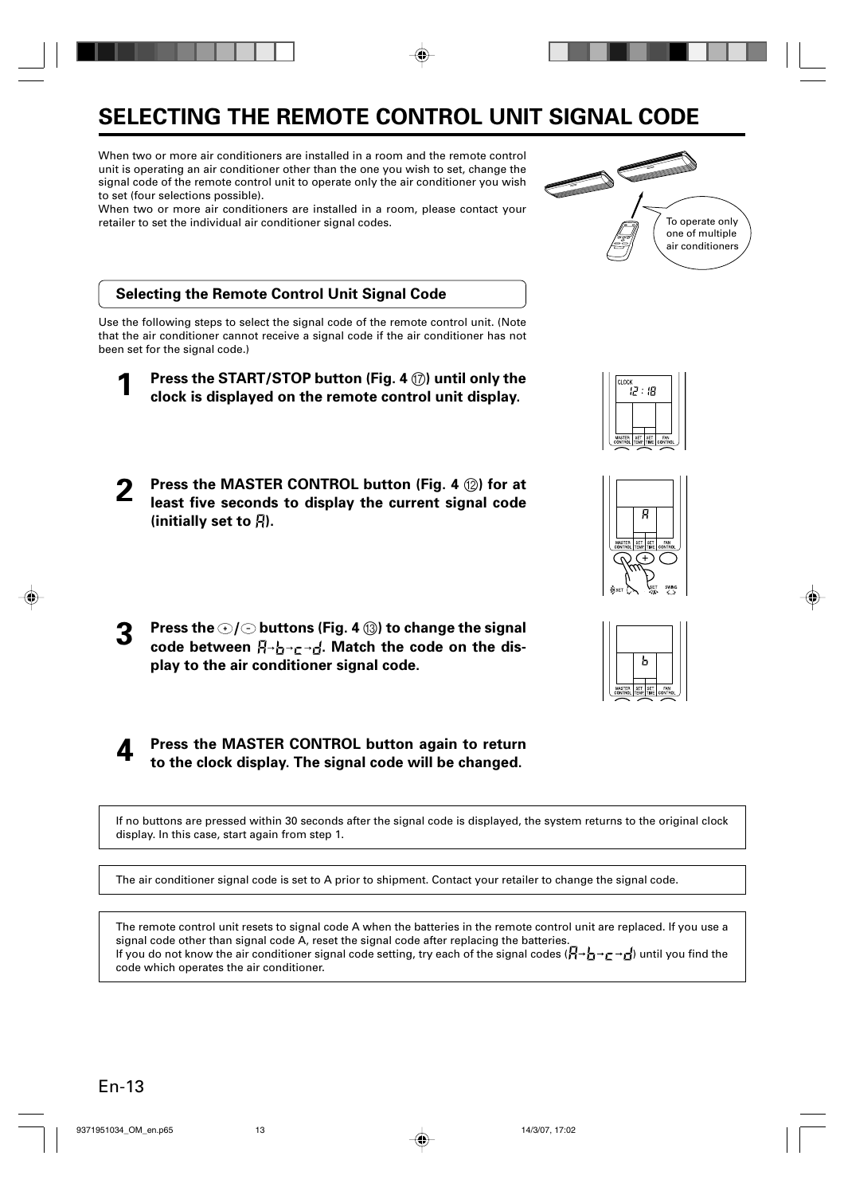# SELECTING THE REMOTE CONTROL UNIT SIGNAL CODE

When two or more air conditioners are installed in a room and the remote control unit is operating an air conditioner other than the one you wish to set, change the signal code of the remote control unit to operate only the air conditioner you wish to set (four selections possible).

When two or more air conditioners are installed in a room, please contact your retailer to set the individual air conditioner signal codes.

To operate only one of multiple air conditioners

## Selecting the Remote Control Unit Signal Code

Use the following steps to select the signal code of the remote control unit. (Note that the air conditioner cannot receive a signal code if the air conditioner has not been set for the signal code.)

**1** **Press the START/STOP button (Fig. 4 ⑰) until only the clock is displayed on the remote control unit display.**

**2** **Press the MASTER CONTROL button (Fig. 4 ⑫) for at least five seconds to display the current signal code (initially set to A).**

**3** **Press the +/− buttons (Fig. 4 ⑬) to change the signal code between A→b→c→d. Match the code on the display to the air conditioner signal code.**

**4** **Press the MASTER CONTROL button again to return to the clock display. The signal code will be changed.**

If no buttons are pressed within 30 seconds after the signal code is displayed, the system returns to the original clock display. In this case, start again from step 1.

The air conditioner signal code is set to A prior to shipment. Contact your retailer to change the signal code.

The remote control unit resets to signal code A when the batteries in the remote control unit are replaced. If you use a signal code other than signal code A, reset the signal code after replacing the batteries.
If you do not know the air conditioner signal code setting, try each of the signal codes (A→b→c→d) until you find the code which operates the air conditioner.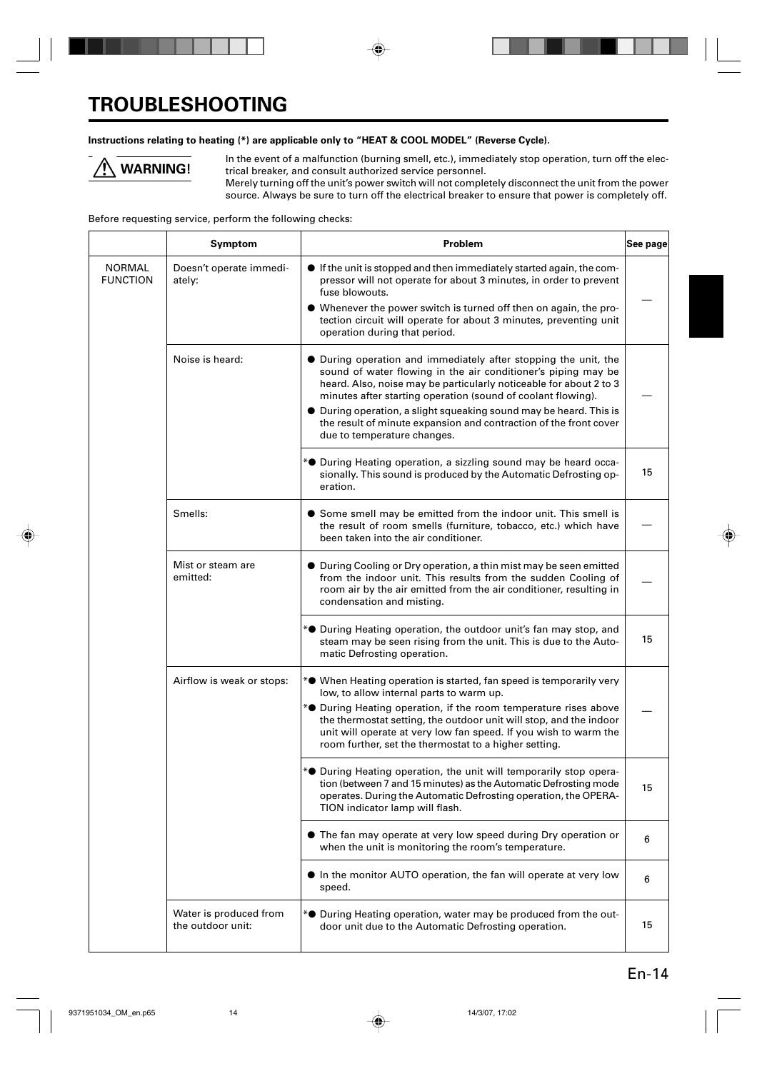# TROUBLESHOOTING

**Instructions relating to heating (*) are applicable only to "HEAT & COOL MODEL" (Reverse Cycle).**

**⚠ WARNING!**

In the event of a malfunction (burning smell, etc.), immediately stop operation, turn off the electrical breaker, and consult authorized service personnel.
Merely turning off the unit's power switch will not completely disconnect the unit from the power source. Always be sure to turn off the electrical breaker to ensure that power is completely off.

Before requesting service, perform the following checks:

| | Symptom | Problem | See page |
|---|---|---|---|
| NORMAL FUNCTION | Doesn't operate immediately: | ● If the unit is stopped and then immediately started again, the compressor will not operate for about 3 minutes, in order to prevent fuse blowouts.<br>● Whenever the power switch is turned off then on again, the protection circuit will operate for about 3 minutes, preventing unit operation during that period. | — |
| | Noise is heard: | ● During operation and immediately after stopping the unit, the sound of water flowing in the air conditioner's piping may be heard. Also, noise may be particularly noticeable for about 2 to 3 minutes after starting operation (sound of coolant flowing).<br>● During operation, a slight squeaking sound may be heard. This is the result of minute expansion and contraction of the front cover due to temperature changes. | — |
| | | *● During Heating operation, a sizzling sound may be heard occasionally. This sound is produced by the Automatic Defrosting operation. | 15 |
| | Smells: | ● Some smell may be emitted from the indoor unit. This smell is the result of room smells (furniture, tobacco, etc.) which have been taken into the air conditioner. | — |
| | Mist or steam are emitted: | ● During Cooling or Dry operation, a thin mist may be seen emitted from the indoor unit. This results from the sudden Cooling of room air by the air emitted from the air conditioner, resulting in condensation and misting. | — |
| | | *● During Heating operation, the outdoor unit's fan may stop, and steam may be seen rising from the unit. This is due to the Automatic Defrosting operation. | 15 |
| | Airflow is weak or stops: | *● When Heating operation is started, fan speed is temporarily very low, to allow internal parts to warm up.<br>*● During Heating operation, if the room temperature rises above the thermostat setting, the outdoor unit will stop, and the indoor unit will operate at very low fan speed. If you wish to warm the room further, set the thermostat to a higher setting. | — |
| | | *● During Heating operation, the unit will temporarily stop operation (between 7 and 15 minutes) as the Automatic Defrosting mode operates. During the Automatic Defrosting operation, the OPERATION indicator lamp will flash. | 15 |
| | | ● The fan may operate at very low speed during Dry operation or when the unit is monitoring the room's temperature. | 6 |
| | | ● In the monitor AUTO operation, the fan will operate at very low speed. | 6 |
| | Water is produced from the outdoor unit: | *● During Heating operation, water may be produced from the outdoor unit due to the Automatic Defrosting operation. | 15 |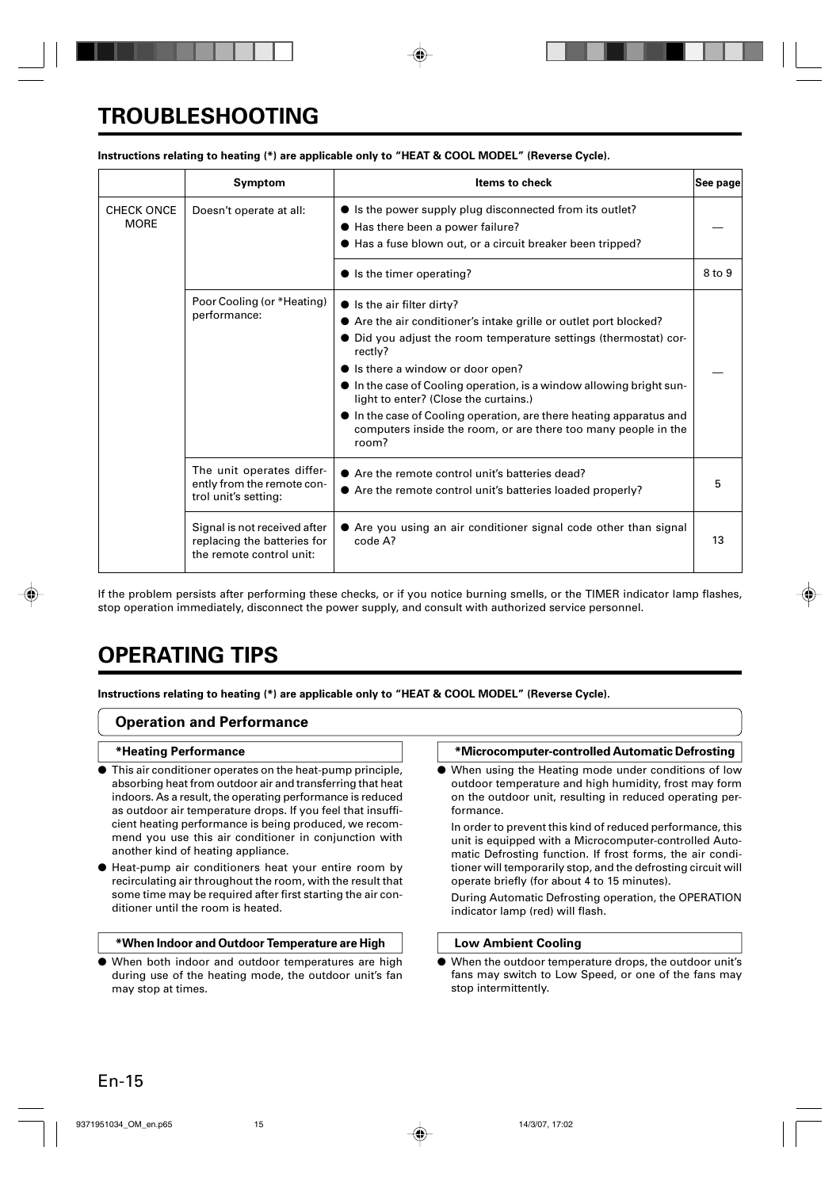# TROUBLESHOOTING

**Instructions relating to heating (*) are applicable only to "HEAT & COOL MODEL" (Reverse Cycle).**

| | Symptom | Items to check | See page |
|---|---|---|---|
| CHECK ONCE MORE | Doesn't operate at all: | ● Is the power supply plug disconnected from its outlet?<br>● Has there been a power failure?<br>● Has a fuse blown out, or a circuit breaker been tripped? | — |
| | | ● Is the timer operating? | 8 to 9 |
| | Poor Cooling (or *Heating) performance: | ● Is the air filter dirty?<br>● Are the air conditioner's intake grille or outlet port blocked?<br>● Did you adjust the room temperature settings (thermostat) correctly?<br>● Is there a window or door open?<br>● In the case of Cooling operation, is a window allowing bright sunlight to enter? (Close the curtains.)<br>● In the case of Cooling operation, are there heating apparatus and computers inside the room, or are there too many people in the room? | — |
| | The unit operates differently from the remote control unit's setting: | ● Are the remote control unit's batteries dead?<br>● Are the remote control unit's batteries loaded properly? | 5 |
| | Signal is not received after replacing the batteries for the remote control unit: | ● Are you using an air conditioner signal code other than signal code A? | 13 |

If the problem persists after performing these checks, or if you notice burning smells, or the TIMER indicator lamp flashes, stop operation immediately, disconnect the power supply, and consult with authorized service personnel.

# OPERATING TIPS

**Instructions relating to heating (*) are applicable only to "HEAT & COOL MODEL" (Reverse Cycle).**

## Operation and Performance

### *Heating Performance

- This air conditioner operates on the heat-pump principle, absorbing heat from outdoor air and transferring that heat indoors. As a result, the operating performance is reduced as outdoor air temperature drops. If you feel that insufficient heating performance is being produced, we recommend you use this air conditioner in conjunction with another kind of heating appliance.
- Heat-pump air conditioners heat your entire room by recirculating air throughout the room, with the result that some time may be required after first starting the air conditioner until the room is heated.

### *When Indoor and Outdoor Temperature are High

- When both indoor and outdoor temperatures are high during use of the heating mode, the outdoor unit's fan may stop at times.

### *Microcomputer-controlled Automatic Defrosting

- When using the Heating mode under conditions of low outdoor temperature and high humidity, frost may form on the outdoor unit, resulting in reduced operating performance.

  In order to prevent this kind of reduced performance, this unit is equipped with a Microcomputer-controlled Automatic Defrosting function. If frost forms, the air conditioner will temporarily stop, and the defrosting circuit will operate briefly (for about 4 to 15 minutes).

  During Automatic Defrosting operation, the OPERATION indicator lamp (red) will flash.

### Low Ambient Cooling

- When the outdoor temperature drops, the outdoor unit's fans may switch to Low Speed, or one of the fans may stop intermittently.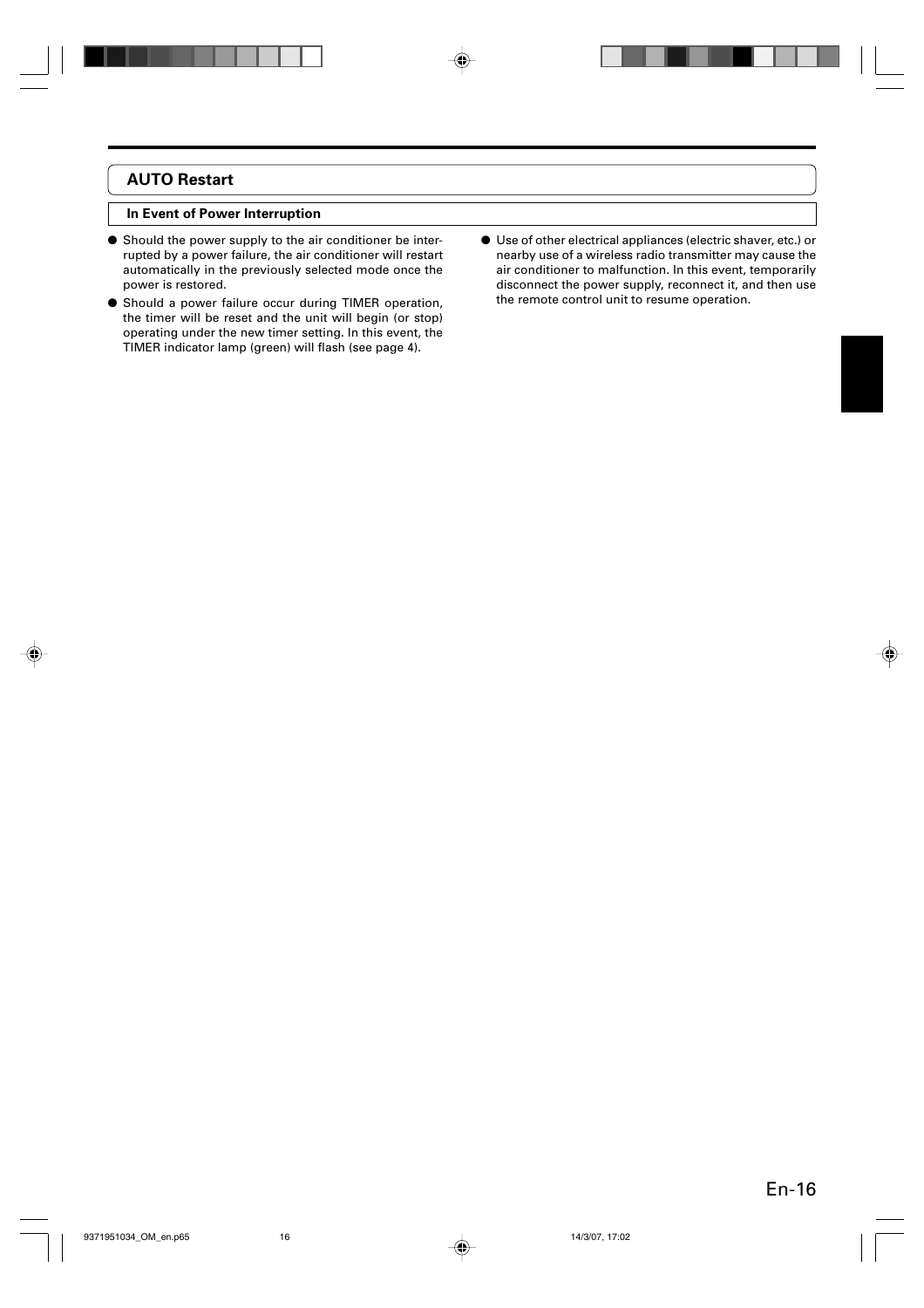## AUTO Restart

### In Event of Power Interruption

- Should the power supply to the air conditioner be interrupted by a power failure, the air conditioner will restart automatically in the previously selected mode once the power is restored.
- Should a power failure occur during TIMER operation, the timer will be reset and the unit will begin (or stop) operating under the new timer setting. In this event, the TIMER indicator lamp (green) will flash (see page 4).
- Use of other electrical appliances (electric shaver, etc.) or nearby use of a wireless radio transmitter may cause the air conditioner to malfunction. In this event, temporarily disconnect the power supply, reconnect it, and then use the remote control unit to resume operation.